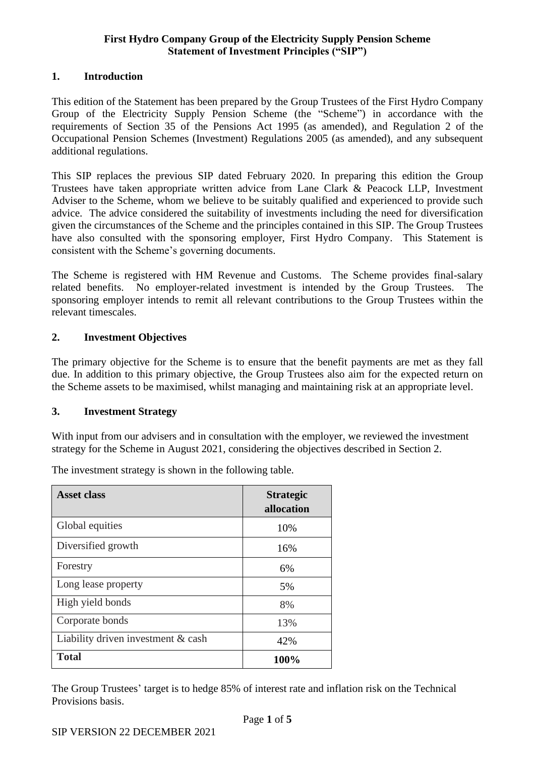# First Hydro Company Group of the Electricity Supply Pension Scheme
# Statement of Investment Principles ("SIP")

## 1. Introduction

This edition of the Statement has been prepared by the Group Trustees of the First Hydro Company Group of the Electricity Supply Pension Scheme (the "Scheme") in accordance with the requirements of Section 35 of the Pensions Act 1995 (as amended), and Regulation 2 of the Occupational Pension Schemes (Investment) Regulations 2005 (as amended), and any subsequent additional regulations.

This SIP replaces the previous SIP dated February 2020. In preparing this edition the Group Trustees have taken appropriate written advice from Lane Clark & Peacock LLP, Investment Adviser to the Scheme, whom we believe to be suitably qualified and experienced to provide such advice. The advice considered the suitability of investments including the need for diversification given the circumstances of the Scheme and the principles contained in this SIP. The Group Trustees have also consulted with the sponsoring employer, First Hydro Company. This Statement is consistent with the Scheme's governing documents.

The Scheme is registered with HM Revenue and Customs. The Scheme provides final-salary related benefits. No employer-related investment is intended by the Group Trustees. The sponsoring employer intends to remit all relevant contributions to the Group Trustees within the relevant timescales.

## 2. Investment Objectives

The primary objective for the Scheme is to ensure that the benefit payments are met as they fall due. In addition to this primary objective, the Group Trustees also aim for the expected return on the Scheme assets to be maximised, whilst managing and maintaining risk at an appropriate level.

## 3. Investment Strategy

With input from our advisers and in consultation with the employer, we reviewed the investment strategy for the Scheme in August 2021, considering the objectives described in Section 2.

The investment strategy is shown in the following table.

| Asset class | Strategic allocation |
|---|---|
| Global equities | 10% |
| Diversified growth | 16% |
| Forestry | 6% |
| Long lease property | 5% |
| High yield bonds | 8% |
| Corporate bonds | 13% |
| Liability driven investment & cash | 42% |
| **Total** | **100%** |

The Group Trustees' target is to hedge 85% of interest rate and inflation risk on the Technical Provisions basis.

SIP VERSION 22 DECEMBER 2021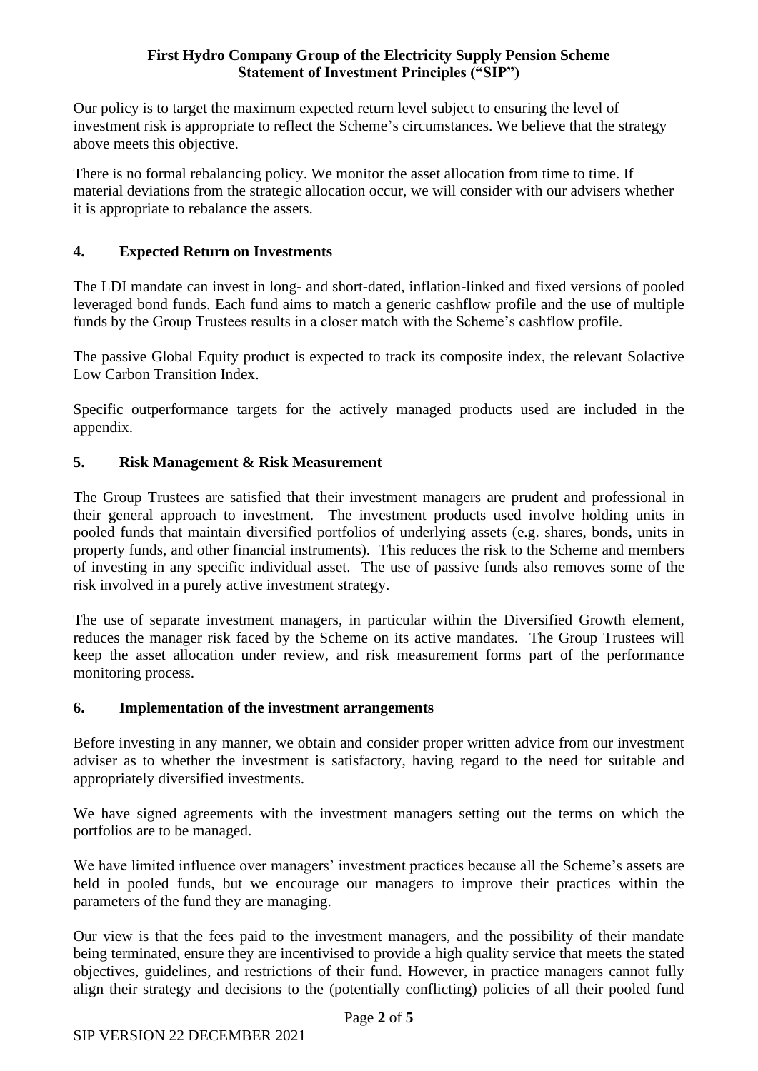Our policy is to target the maximum expected return level subject to ensuring the level of investment risk is appropriate to reflect the Scheme's circumstances. We believe that the strategy above meets this objective.

There is no formal rebalancing policy. We monitor the asset allocation from time to time. If material deviations from the strategic allocation occur, we will consider with our advisers whether it is appropriate to rebalance the assets.

## 4. Expected Return on Investments

The LDI mandate can invest in long- and short-dated, inflation-linked and fixed versions of pooled leveraged bond funds. Each fund aims to match a generic cashflow profile and the use of multiple funds by the Group Trustees results in a closer match with the Scheme's cashflow profile.

The passive Global Equity product is expected to track its composite index, the relevant Solactive Low Carbon Transition Index.

Specific outperformance targets for the actively managed products used are included in the appendix.

## 5. Risk Management & Risk Measurement

The Group Trustees are satisfied that their investment managers are prudent and professional in their general approach to investment. The investment products used involve holding units in pooled funds that maintain diversified portfolios of underlying assets (e.g. shares, bonds, units in property funds, and other financial instruments). This reduces the risk to the Scheme and members of investing in any specific individual asset. The use of passive funds also removes some of the risk involved in a purely active investment strategy.

The use of separate investment managers, in particular within the Diversified Growth element, reduces the manager risk faced by the Scheme on its active mandates. The Group Trustees will keep the asset allocation under review, and risk measurement forms part of the performance monitoring process.

## 6. Implementation of the investment arrangements

Before investing in any manner, we obtain and consider proper written advice from our investment adviser as to whether the investment is satisfactory, having regard to the need for suitable and appropriately diversified investments.

We have signed agreements with the investment managers setting out the terms on which the portfolios are to be managed.

We have limited influence over managers' investment practices because all the Scheme's assets are held in pooled funds, but we encourage our managers to improve their practices within the parameters of the fund they are managing.

Our view is that the fees paid to the investment managers, and the possibility of their mandate being terminated, ensure they are incentivised to provide a high quality service that meets the stated objectives, guidelines, and restrictions of their fund. However, in practice managers cannot fully align their strategy and decisions to the (potentially conflicting) policies of all their pooled fund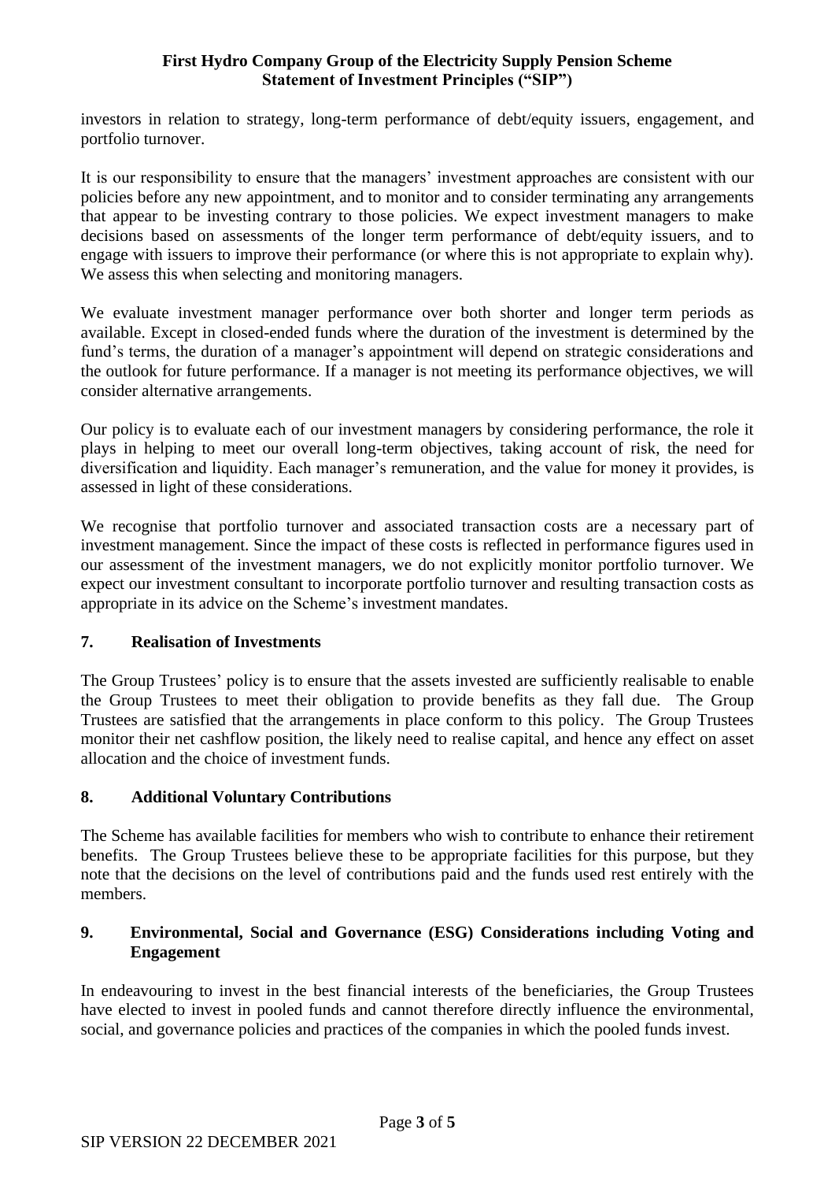investors in relation to strategy, long-term performance of debt/equity issuers, engagement, and portfolio turnover.

It is our responsibility to ensure that the managers' investment approaches are consistent with our policies before any new appointment, and to monitor and to consider terminating any arrangements that appear to be investing contrary to those policies. We expect investment managers to make decisions based on assessments of the longer term performance of debt/equity issuers, and to engage with issuers to improve their performance (or where this is not appropriate to explain why). We assess this when selecting and monitoring managers.

We evaluate investment manager performance over both shorter and longer term periods as available. Except in closed-ended funds where the duration of the investment is determined by the fund's terms, the duration of a manager's appointment will depend on strategic considerations and the outlook for future performance. If a manager is not meeting its performance objectives, we will consider alternative arrangements.

Our policy is to evaluate each of our investment managers by considering performance, the role it plays in helping to meet our overall long-term objectives, taking account of risk, the need for diversification and liquidity. Each manager's remuneration, and the value for money it provides, is assessed in light of these considerations.

We recognise that portfolio turnover and associated transaction costs are a necessary part of investment management. Since the impact of these costs is reflected in performance figures used in our assessment of the investment managers, we do not explicitly monitor portfolio turnover. We expect our investment consultant to incorporate portfolio turnover and resulting transaction costs as appropriate in its advice on the Scheme's investment mandates.

## 7. Realisation of Investments

The Group Trustees' policy is to ensure that the assets invested are sufficiently realisable to enable the Group Trustees to meet their obligation to provide benefits as they fall due. The Group Trustees are satisfied that the arrangements in place conform to this policy. The Group Trustees monitor their net cashflow position, the likely need to realise capital, and hence any effect on asset allocation and the choice of investment funds.

## 8. Additional Voluntary Contributions

The Scheme has available facilities for members who wish to contribute to enhance their retirement benefits. The Group Trustees believe these to be appropriate facilities for this purpose, but they note that the decisions on the level of contributions paid and the funds used rest entirely with the members.

## 9. Environmental, Social and Governance (ESG) Considerations including Voting and Engagement

In endeavouring to invest in the best financial interests of the beneficiaries, the Group Trustees have elected to invest in pooled funds and cannot therefore directly influence the environmental, social, and governance policies and practices of the companies in which the pooled funds invest.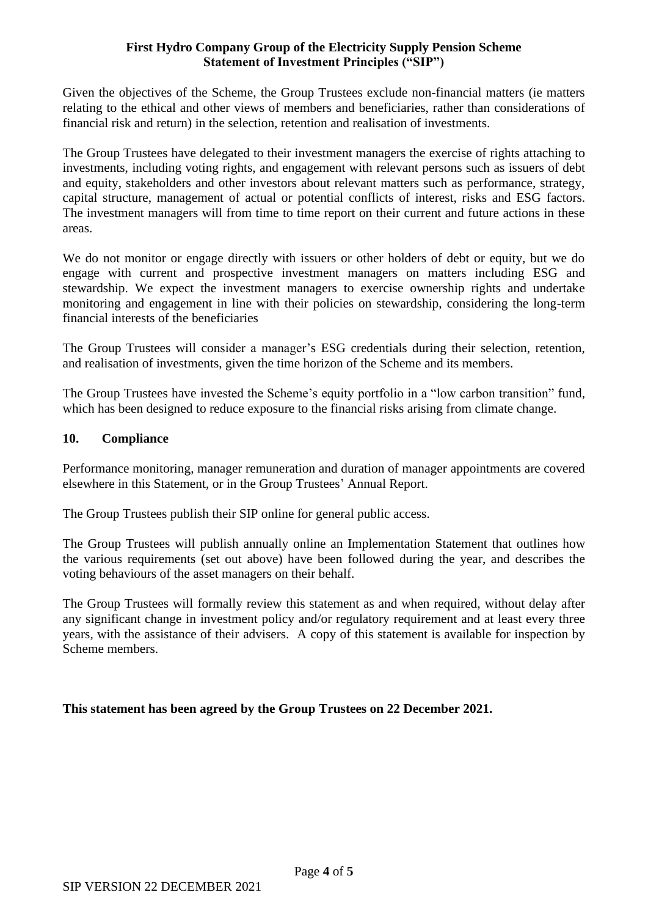Given the objectives of the Scheme, the Group Trustees exclude non-financial matters (ie matters relating to the ethical and other views of members and beneficiaries, rather than considerations of financial risk and return) in the selection, retention and realisation of investments.

The Group Trustees have delegated to their investment managers the exercise of rights attaching to investments, including voting rights, and engagement with relevant persons such as issuers of debt and equity, stakeholders and other investors about relevant matters such as performance, strategy, capital structure, management of actual or potential conflicts of interest, risks and ESG factors. The investment managers will from time to time report on their current and future actions in these areas.

We do not monitor or engage directly with issuers or other holders of debt or equity, but we do engage with current and prospective investment managers on matters including ESG and stewardship. We expect the investment managers to exercise ownership rights and undertake monitoring and engagement in line with their policies on stewardship, considering the long-term financial interests of the beneficiaries

The Group Trustees will consider a manager's ESG credentials during their selection, retention, and realisation of investments, given the time horizon of the Scheme and its members.

The Group Trustees have invested the Scheme's equity portfolio in a "low carbon transition" fund, which has been designed to reduce exposure to the financial risks arising from climate change.

## 10. Compliance

Performance monitoring, manager remuneration and duration of manager appointments are covered elsewhere in this Statement, or in the Group Trustees' Annual Report.

The Group Trustees publish their SIP online for general public access.

The Group Trustees will publish annually online an Implementation Statement that outlines how the various requirements (set out above) have been followed during the year, and describes the voting behaviours of the asset managers on their behalf.

The Group Trustees will formally review this statement as and when required, without delay after any significant change in investment policy and/or regulatory requirement and at least every three years, with the assistance of their advisers. A copy of this statement is available for inspection by Scheme members.

**This statement has been agreed by the Group Trustees on 22 December 2021.**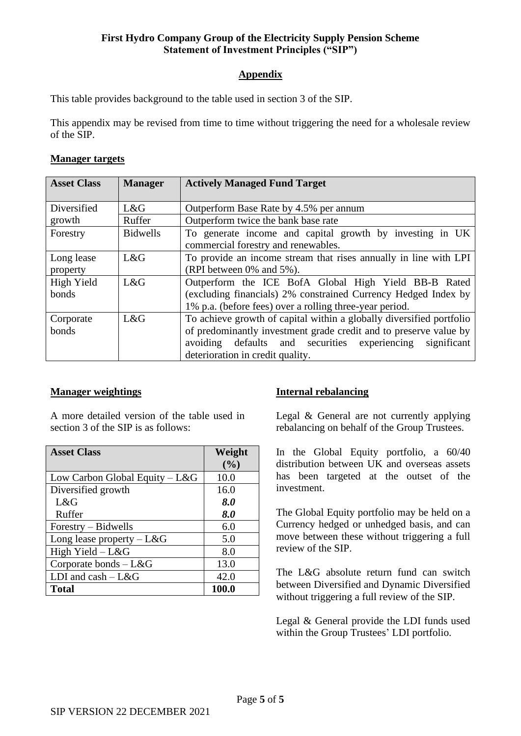**First Hydro Company Group of the Electricity Supply Pension Scheme**
**Statement of Investment Principles ("SIP")**

## Appendix

This table provides background to the table used in section 3 of the SIP.

This appendix may be revised from time to time without triggering the need for a wholesale review of the SIP.

### Manager targets

| Asset Class | Manager | Actively Managed Fund Target |
|---|---|---|
| Diversified growth | L&G | Outperform Base Rate by 4.5% per annum |
| | Ruffer | Outperform twice the bank base rate |
| Forestry | Bidwells | To generate income and capital growth by investing in UK commercial forestry and renewables. |
| Long lease property | L&G | To provide an income stream that rises annually in line with LPI (RPI between 0% and 5%). |
| High Yield bonds | L&G | Outperform the ICE BofA Global High Yield BB-B Rated (excluding financials) 2% constrained Currency Hedged Index by 1% p.a. (before fees) over a rolling three-year period. |
| Corporate bonds | L&G | To achieve growth of capital within a globally diversified portfolio of predominantly investment grade credit and to preserve value by avoiding defaults and securities experiencing significant deterioration in credit quality. |

### Manager weightings

A more detailed version of the table used in section 3 of the SIP is as follows:

| Asset Class | Weight (%) |
|---|---|
| Low Carbon Global Equity – L&G | 10.0 |
| Diversified growth | 16.0 |
| L&G | ***8.0*** |
| Ruffer | ***8.0*** |
| Forestry – Bidwells | 6.0 |
| Long lease property – L&G | 5.0 |
| High Yield – L&G | 8.0 |
| Corporate bonds – L&G | 13.0 |
| LDI and cash – L&G | 42.0 |
| **Total** | **100.0** |

### Internal rebalancing

Legal & General are not currently applying rebalancing on behalf of the Group Trustees.

In the Global Equity portfolio, a 60/40 distribution between UK and overseas assets has been targeted at the outset of the investment.

The Global Equity portfolio may be held on a Currency hedged or unhedged basis, and can move between these without triggering a full review of the SIP.

The L&G absolute return fund can switch between Diversified and Dynamic Diversified without triggering a full review of the SIP.

Legal & General provide the LDI funds used within the Group Trustees' LDI portfolio.

SIP VERSION 22 DECEMBER 2021